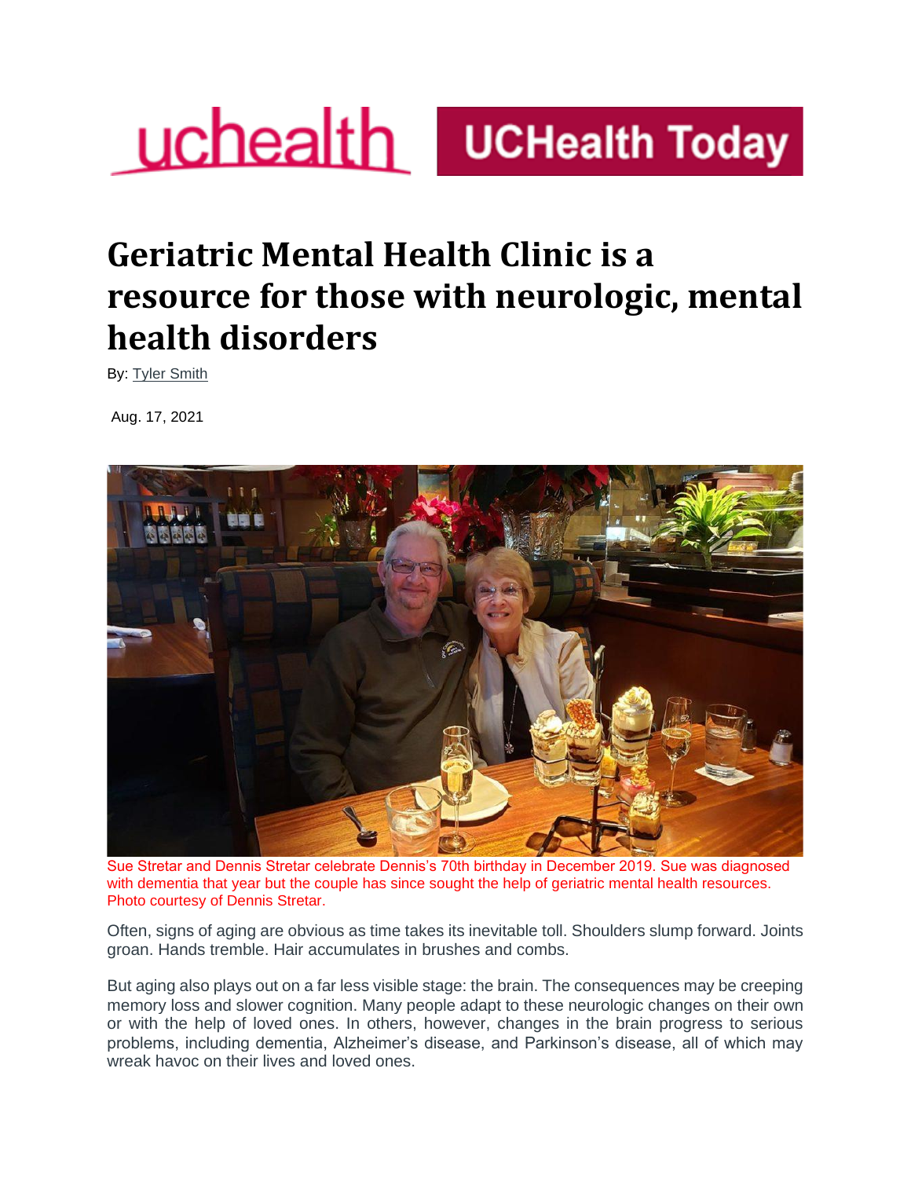uchealth | UCHealth Today

# Geriatric Mental Health Clinic is a resource for those with neurologic, mental health disorders

By: Tyler Smith

Aug. 17, 2021

Sue Stretar and Dennis Stretar celebrate Dennis's 70th birthday in December 2019. Sue was diagnosed with dementia that year but the couple has since sought the help of geriatric mental health resources. Photo courtesy of Dennis Stretar.

Often, signs of aging are obvious as time takes its inevitable toll. Shoulders slump forward. Joints groan. Hands tremble. Hair accumulates in brushes and combs.

But aging also plays out on a far less visible stage: the brain. The consequences may be creeping memory loss and slower cognition. Many people adapt to these neurologic changes on their own or with the help of loved ones. In others, however, changes in the brain progress to serious problems, including dementia, Alzheimer's disease, and Parkinson's disease, all of which may wreak havoc on their lives and loved ones.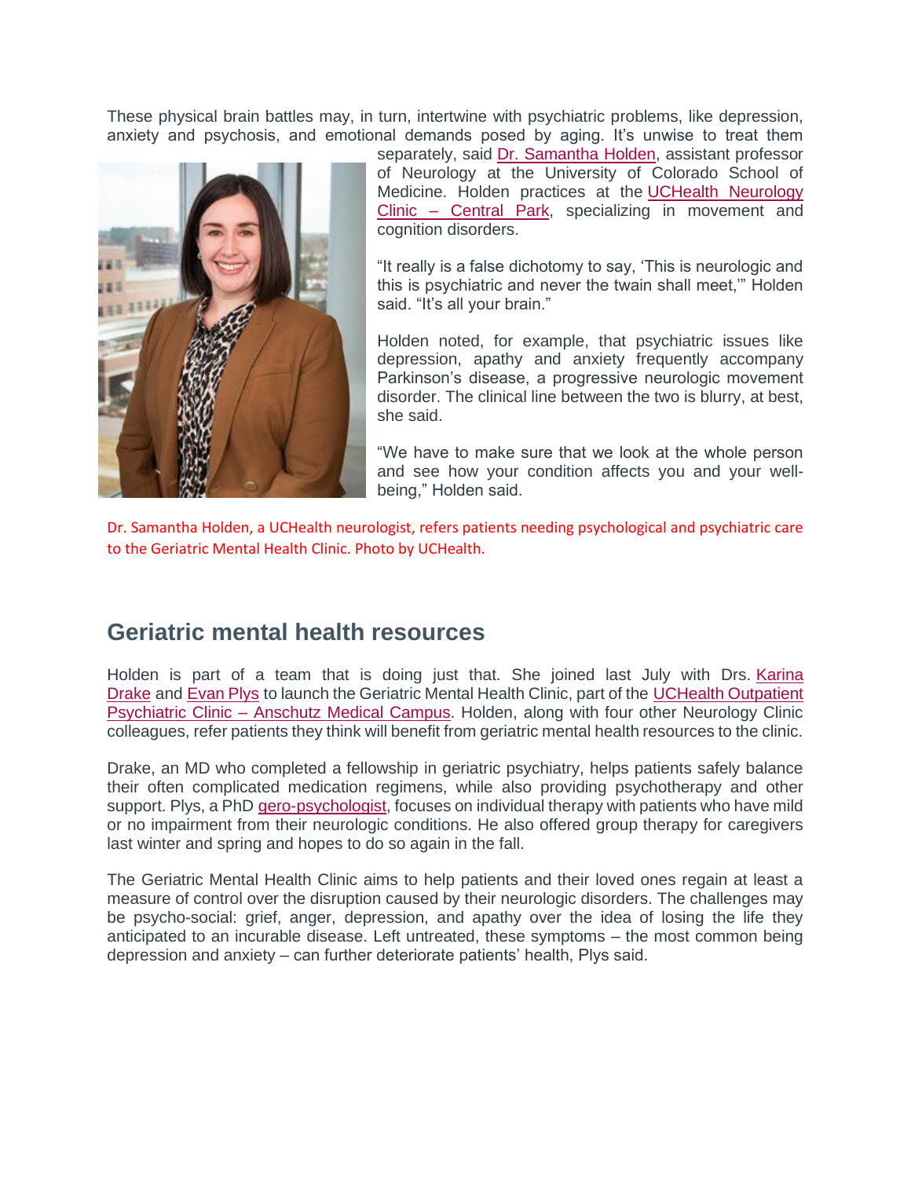These physical brain battles may, in turn, intertwine with psychiatric problems, like depression, anxiety and psychosis, and emotional demands posed by aging. It's unwise to treat them separately, said Dr. Samantha Holden, assistant professor of Neurology at the University of Colorado School of Medicine. Holden practices at the UCHealth Neurology Clinic – Central Park, specializing in movement and cognition disorders.

"It really is a false dichotomy to say, 'This is neurologic and this is psychiatric and never the twain shall meet,'" Holden said. "It's all your brain."

Holden noted, for example, that psychiatric issues like depression, apathy and anxiety frequently accompany Parkinson's disease, a progressive neurologic movement disorder. The clinical line between the two is blurry, at best, she said.

"We have to make sure that we look at the whole person and see how your condition affects you and your well-being," Holden said.

Dr. Samantha Holden, a UCHealth neurologist, refers patients needing psychological and psychiatric care to the Geriatric Mental Health Clinic. Photo by UCHealth.

## Geriatric mental health resources

Holden is part of a team that is doing just that. She joined last July with Drs. Karina Drake and Evan Plys to launch the Geriatric Mental Health Clinic, part of the UCHealth Outpatient Psychiatric Clinic – Anschutz Medical Campus. Holden, along with four other Neurology Clinic colleagues, refer patients they think will benefit from geriatric mental health resources to the clinic.

Drake, an MD who completed a fellowship in geriatric psychiatry, helps patients safely balance their often complicated medication regimens, while also providing psychotherapy and other support. Plys, a PhD gero-psychologist, focuses on individual therapy with patients who have mild or no impairment from their neurologic conditions. He also offered group therapy for caregivers last winter and spring and hopes to do so again in the fall.

The Geriatric Mental Health Clinic aims to help patients and their loved ones regain at least a measure of control over the disruption caused by their neurologic disorders. The challenges may be psycho-social: grief, anger, depression, and apathy over the idea of losing the life they anticipated to an incurable disease. Left untreated, these symptoms – the most common being depression and anxiety – can further deteriorate patients' health, Plys said.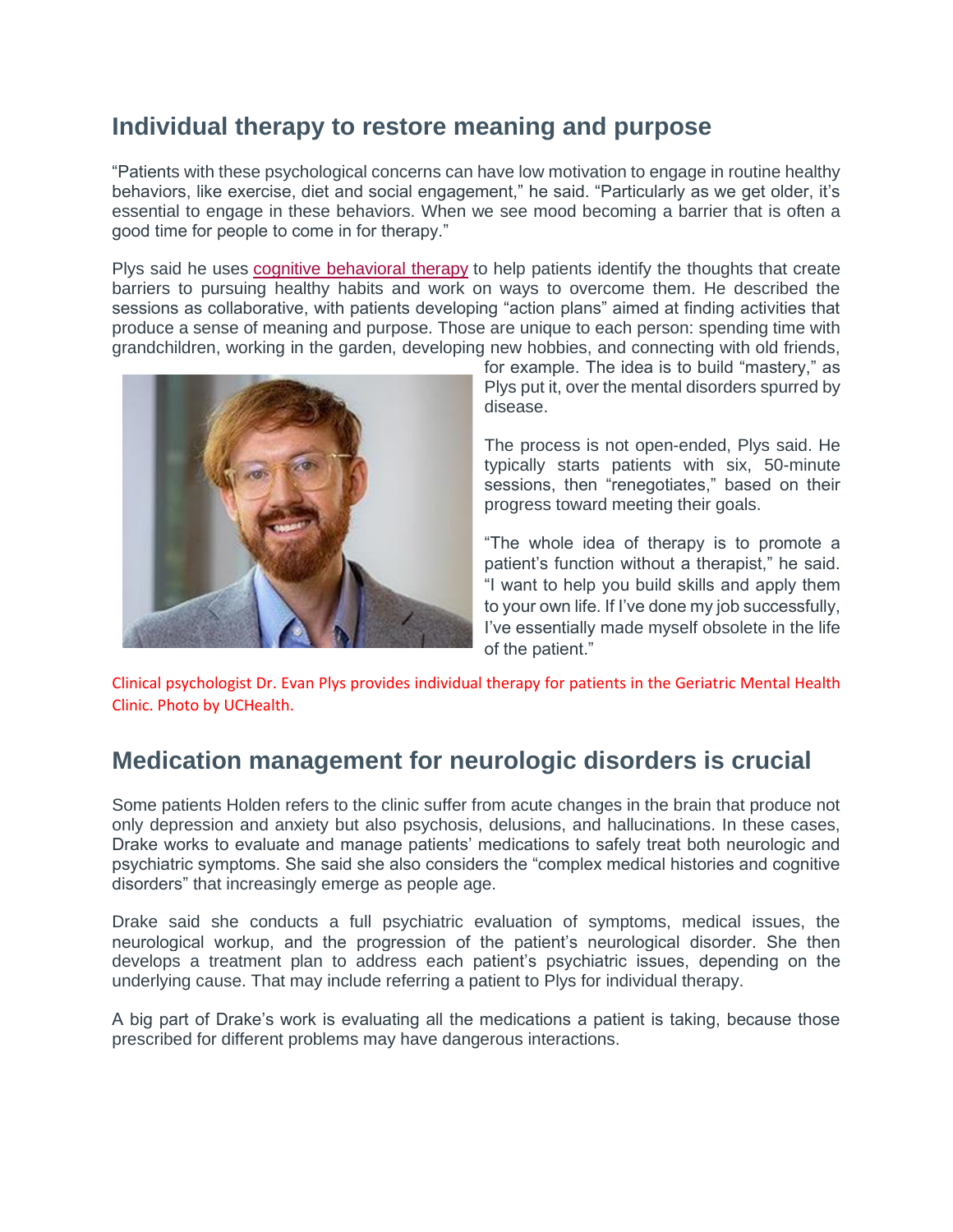## Individual therapy to restore meaning and purpose

"Patients with these psychological concerns can have low motivation to engage in routine healthy behaviors, like exercise, diet and social engagement," he said. "Particularly as we get older, it's essential to engage in these behaviors. When we see mood becoming a barrier that is often a good time for people to come in for therapy."

Plys said he uses cognitive behavioral therapy to help patients identify the thoughts that create barriers to pursuing healthy habits and work on ways to overcome them. He described the sessions as collaborative, with patients developing "action plans" aimed at finding activities that produce a sense of meaning and purpose. Those are unique to each person: spending time with grandchildren, working in the garden, developing new hobbies, and connecting with old friends, for example. The idea is to build "mastery," as Plys put it, over the mental disorders spurred by disease.

The process is not open-ended, Plys said. He typically starts patients with six, 50-minute sessions, then "renegotiates," based on their progress toward meeting their goals.

"The whole idea of therapy is to promote a patient's function without a therapist," he said. "I want to help you build skills and apply them to your own life. If I've done my job successfully, I've essentially made myself obsolete in the life of the patient."

Clinical psychologist Dr. Evan Plys provides individual therapy for patients in the Geriatric Mental Health Clinic. Photo by UCHealth.

## Medication management for neurologic disorders is crucial

Some patients Holden refers to the clinic suffer from acute changes in the brain that produce not only depression and anxiety but also psychosis, delusions, and hallucinations. In these cases, Drake works to evaluate and manage patients' medications to safely treat both neurologic and psychiatric symptoms. She said she also considers the "complex medical histories and cognitive disorders" that increasingly emerge as people age.

Drake said she conducts a full psychiatric evaluation of symptoms, medical issues, the neurological workup, and the progression of the patient's neurological disorder. She then develops a treatment plan to address each patient's psychiatric issues, depending on the underlying cause. That may include referring a patient to Plys for individual therapy.

A big part of Drake's work is evaluating all the medications a patient is taking, because those prescribed for different problems may have dangerous interactions.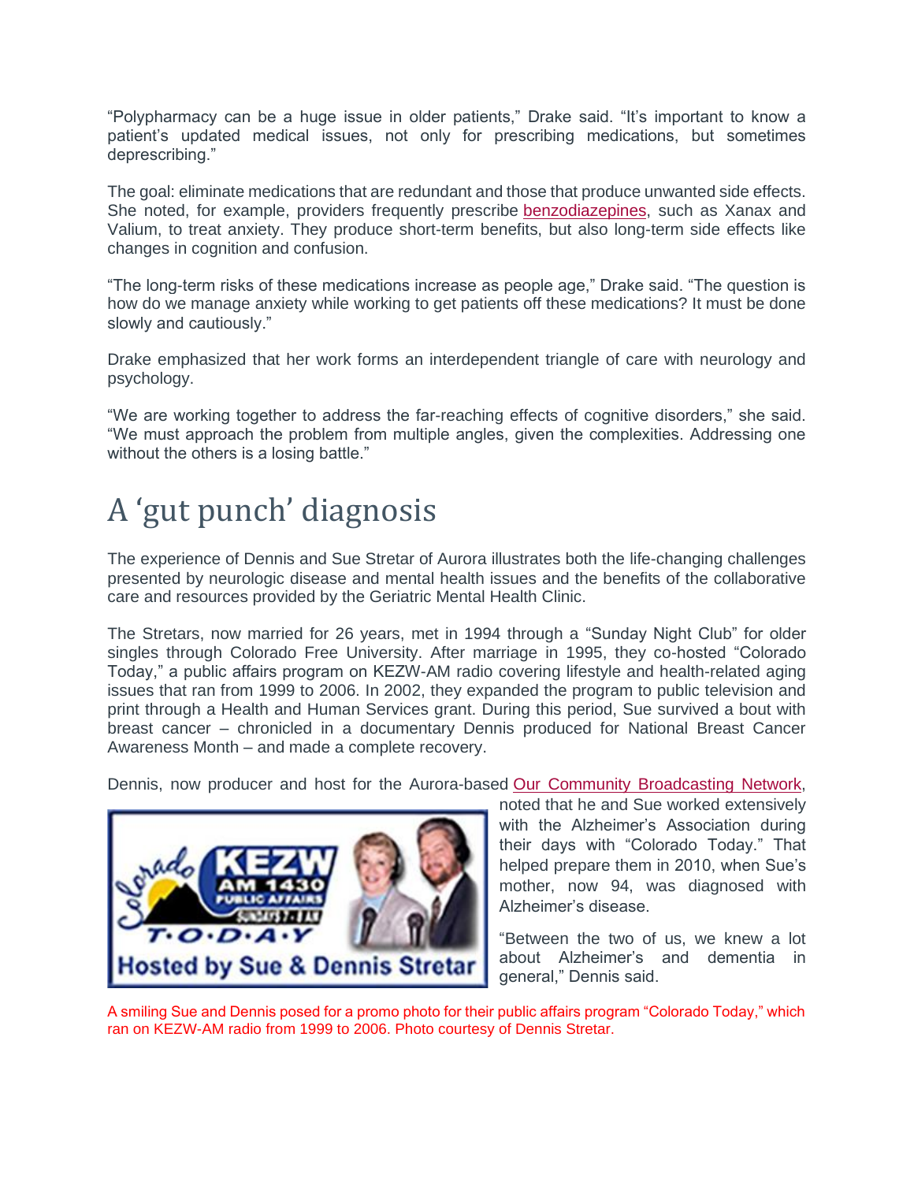"Polypharmacy can be a huge issue in older patients," Drake said. "It's important to know a patient's updated medical issues, not only for prescribing medications, but sometimes deprescribing."

The goal: eliminate medications that are redundant and those that produce unwanted side effects. She noted, for example, providers frequently prescribe benzodiazepines, such as Xanax and Valium, to treat anxiety. They produce short-term benefits, but also long-term side effects like changes in cognition and confusion.

"The long-term risks of these medications increase as people age," Drake said. "The question is how do we manage anxiety while working to get patients off these medications? It must be done slowly and cautiously."

Drake emphasized that her work forms an interdependent triangle of care with neurology and psychology.

"We are working together to address the far-reaching effects of cognitive disorders," she said. "We must approach the problem from multiple angles, given the complexities. Addressing one without the others is a losing battle."

# A 'gut punch' diagnosis

The experience of Dennis and Sue Stretar of Aurora illustrates both the life-changing challenges presented by neurologic disease and mental health issues and the benefits of the collaborative care and resources provided by the Geriatric Mental Health Clinic.

The Stretars, now married for 26 years, met in 1994 through a "Sunday Night Club" for older singles through Colorado Free University. After marriage in 1995, they co-hosted "Colorado Today," a public affairs program on KEZW-AM radio covering lifestyle and health-related aging issues that ran from 1999 to 2006. In 2002, they expanded the program to public television and print through a Health and Human Services grant. During this period, Sue survived a bout with breast cancer – chronicled in a documentary Dennis produced for National Breast Cancer Awareness Month – and made a complete recovery.

Dennis, now producer and host for the Aurora-based Our Community Broadcasting Network, noted that he and Sue worked extensively with the Alzheimer's Association during their days with "Colorado Today." That helped prepare them in 2010, when Sue's mother, now 94, was diagnosed with Alzheimer's disease.

"Between the two of us, we knew a lot about Alzheimer's and dementia in general," Dennis said.

A smiling Sue and Dennis posed for a promo photo for their public affairs program "Colorado Today," which ran on KEZW-AM radio from 1999 to 2006. Photo courtesy of Dennis Stretar.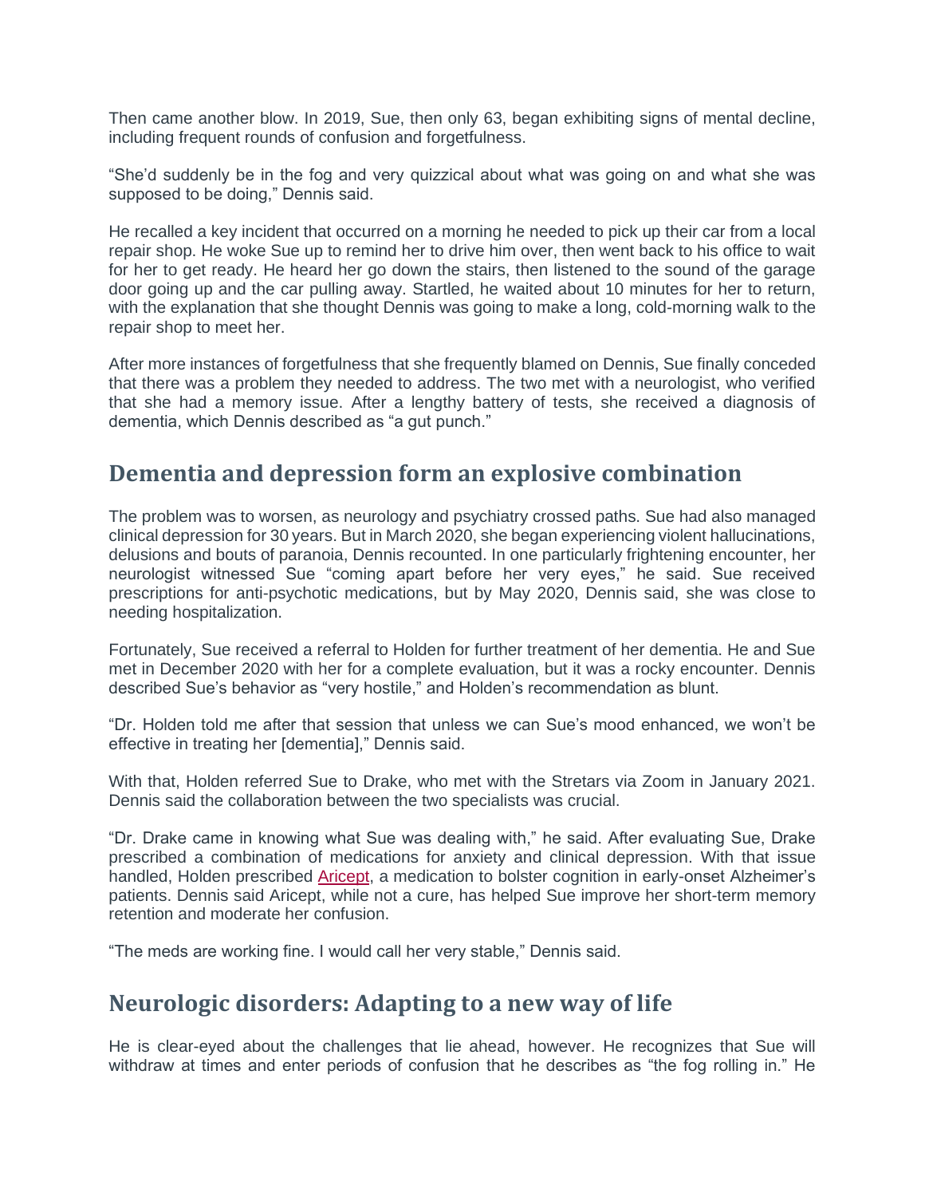Then came another blow. In 2019, Sue, then only 63, began exhibiting signs of mental decline, including frequent rounds of confusion and forgetfulness.

“She’d suddenly be in the fog and very quizzical about what was going on and what she was supposed to be doing,” Dennis said.

He recalled a key incident that occurred on a morning he needed to pick up their car from a local repair shop. He woke Sue up to remind her to drive him over, then went back to his office to wait for her to get ready. He heard her go down the stairs, then listened to the sound of the garage door going up and the car pulling away. Startled, he waited about 10 minutes for her to return, with the explanation that she thought Dennis was going to make a long, cold-morning walk to the repair shop to meet her.

After more instances of forgetfulness that she frequently blamed on Dennis, Sue finally conceded that there was a problem they needed to address. The two met with a neurologist, who verified that she had a memory issue. After a lengthy battery of tests, she received a diagnosis of dementia, which Dennis described as “a gut punch.”

## Dementia and depression form an explosive combination

The problem was to worsen, as neurology and psychiatry crossed paths. Sue had also managed clinical depression for 30 years. But in March 2020, she began experiencing violent hallucinations, delusions and bouts of paranoia, Dennis recounted. In one particularly frightening encounter, her neurologist witnessed Sue “coming apart before her very eyes,” he said. Sue received prescriptions for anti-psychotic medications, but by May 2020, Dennis said, she was close to needing hospitalization.

Fortunately, Sue received a referral to Holden for further treatment of her dementia. He and Sue met in December 2020 with her for a complete evaluation, but it was a rocky encounter. Dennis described Sue’s behavior as “very hostile,” and Holden’s recommendation as blunt.

“Dr. Holden told me after that session that unless we can Sue’s mood enhanced, we won’t be effective in treating her [dementia],” Dennis said.

With that, Holden referred Sue to Drake, who met with the Stretars via Zoom in January 2021. Dennis said the collaboration between the two specialists was crucial.

“Dr. Drake came in knowing what Sue was dealing with,” he said. After evaluating Sue, Drake prescribed a combination of medications for anxiety and clinical depression. With that issue handled, Holden prescribed Aricept, a medication to bolster cognition in early-onset Alzheimer’s patients. Dennis said Aricept, while not a cure, has helped Sue improve her short-term memory retention and moderate her confusion.

“The meds are working fine. I would call her very stable,” Dennis said.

## Neurologic disorders: Adapting to a new way of life

He is clear-eyed about the challenges that lie ahead, however. He recognizes that Sue will withdraw at times and enter periods of confusion that he describes as “the fog rolling in.” He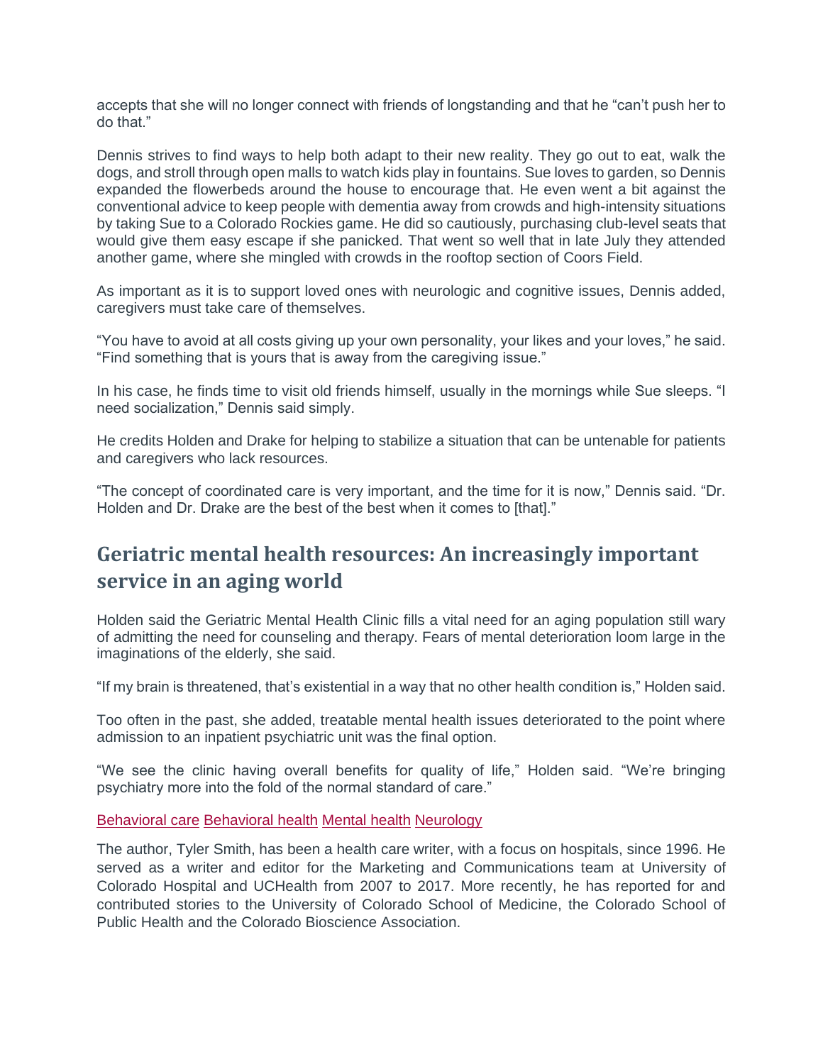accepts that she will no longer connect with friends of longstanding and that he "can't push her to do that."

Dennis strives to find ways to help both adapt to their new reality. They go out to eat, walk the dogs, and stroll through open malls to watch kids play in fountains. Sue loves to garden, so Dennis expanded the flowerbeds around the house to encourage that. He even went a bit against the conventional advice to keep people with dementia away from crowds and high-intensity situations by taking Sue to a Colorado Rockies game. He did so cautiously, purchasing club-level seats that would give them easy escape if she panicked. That went so well that in late July they attended another game, where she mingled with crowds in the rooftop section of Coors Field.

As important as it is to support loved ones with neurologic and cognitive issues, Dennis added, caregivers must take care of themselves.

"You have to avoid at all costs giving up your own personality, your likes and your loves," he said. "Find something that is yours that is away from the caregiving issue."

In his case, he finds time to visit old friends himself, usually in the mornings while Sue sleeps. "I need socialization," Dennis said simply.

He credits Holden and Drake for helping to stabilize a situation that can be untenable for patients and caregivers who lack resources.

"The concept of coordinated care is very important, and the time for it is now," Dennis said. "Dr. Holden and Dr. Drake are the best of the best when it comes to [that]."

## Geriatric mental health resources: An increasingly important service in an aging world

Holden said the Geriatric Mental Health Clinic fills a vital need for an aging population still wary of admitting the need for counseling and therapy. Fears of mental deterioration loom large in the imaginations of the elderly, she said.

"If my brain is threatened, that's existential in a way that no other health condition is," Holden said.

Too often in the past, she added, treatable mental health issues deteriorated to the point where admission to an inpatient psychiatric unit was the final option.

"We see the clinic having overall benefits for quality of life," Holden said. "We're bringing psychiatry more into the fold of the normal standard of care."

Behavioral care Behavioral health Mental health Neurology

The author, Tyler Smith, has been a health care writer, with a focus on hospitals, since 1996. He served as a writer and editor for the Marketing and Communications team at University of Colorado Hospital and UCHealth from 2007 to 2017. More recently, he has reported for and contributed stories to the University of Colorado School of Medicine, the Colorado School of Public Health and the Colorado Bioscience Association.